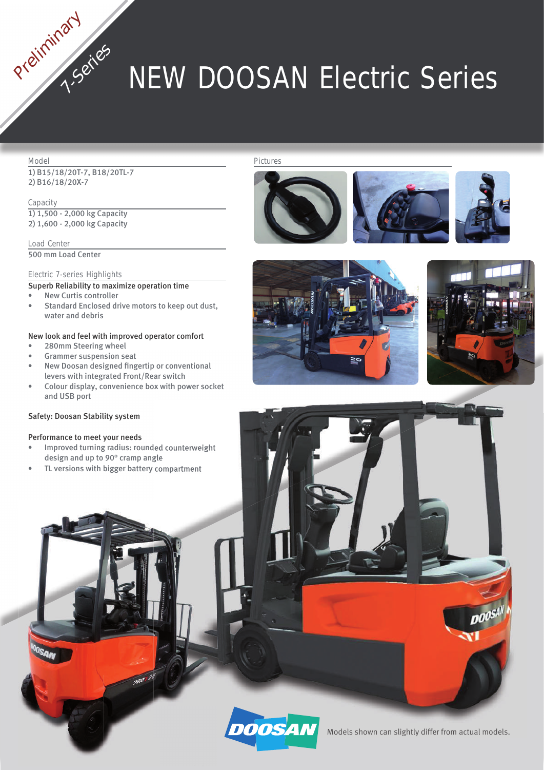Preliminary

7-Series

# NEW DOOSAN Electric Series

## Model

1) B15/18/20T-7, B18/20TL-7
2) B16/18/20X-7

## Capacity

1) 1,500 - 2,000 kg Capacity
2) 1,600 - 2,000 kg Capacity

## Load Center

500 mm Load Center

## Electric 7-series Highlights

**Superb Reliability to maximize operation time**

- New Curtis controller
- Standard Enclosed drive motors to keep out dust, water and debris

**New look and feel with improved operator comfort**

- 280mm Steering wheel
- Grammer suspension seat
- New Doosan designed fingertip or conventional levers with integrated Front/Rear switch
- Colour display, convenience box with power socket and USB port

**Safety: Doosan Stability system**

**Performance to meet your needs**

- Improved turning radius: rounded counterweight design and up to 90° cramp angle
- TL versions with bigger battery compartment

## Pictures

Models shown can slightly differ from actual models.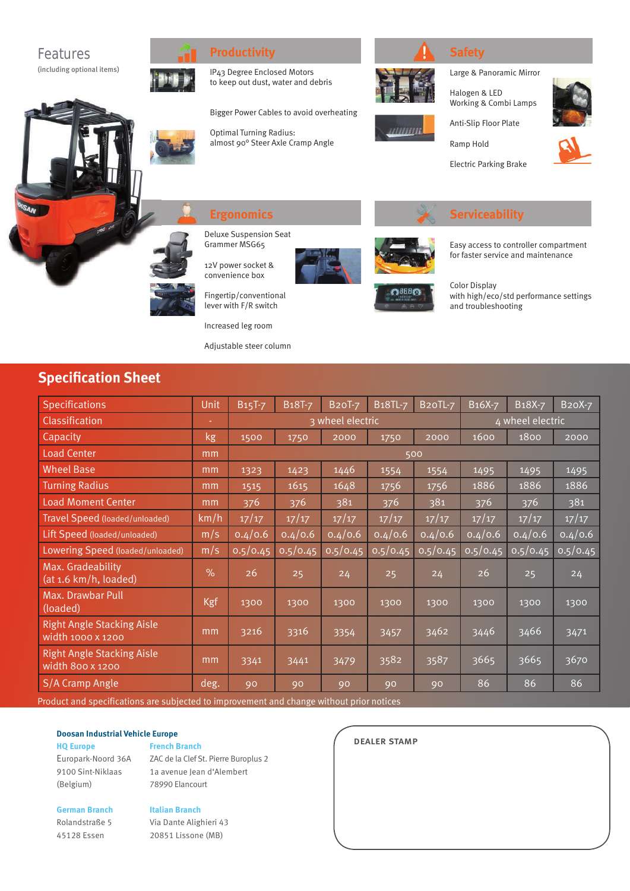## Features

(including optional items)

### Productivity

IP43 Degree Enclosed Motors to keep out dust, water and debris

Bigger Power Cables to avoid overheating

Optimal Turning Radius: almost 90° Steer Axle Cramp Angle

### Safety

Large & Panoramic Mirror

Halogen & LED Working & Combi Lamps

Anti-Slip Floor Plate

Ramp Hold

Electric Parking Brake

### Ergonomics

Deluxe Suspension Seat Grammer MSG65

12V power socket & convenience box

Fingertip/conventional lever with F/R switch

Increased leg room

Adjustable steer column

### Serviceability

Easy access to controller compartment for faster service and maintenance

Color Display with high/eco/std performance settings and troubleshooting

## Specification Sheet

| Specifications | Unit | B15T-7 | B18T-7 | B20T-7 | B18TL-7 | B20TL-7 | B16X-7 | B18X-7 | B20X-7 |
|---|---|---|---|---|---|---|---|---|---|
| Classification | - | 3 wheel electric | | | | | 4 wheel electric | | |
| Capacity | kg | 1500 | 1750 | 2000 | 1750 | 2000 | 1600 | 1800 | 2000 |
| Load Center | mm | 500 | | | | | | | |
| Wheel Base | mm | 1323 | 1423 | 1446 | 1554 | 1554 | 1495 | 1495 | 1495 |
| Turning Radius | mm | 1515 | 1615 | 1648 | 1756 | 1756 | 1886 | 1886 | 1886 |
| Load Moment Center | mm | 376 | 376 | 381 | 376 | 381 | 376 | 376 | 381 |
| Travel Speed (loaded/unloaded) | km/h | 17/17 | 17/17 | 17/17 | 17/17 | 17/17 | 17/17 | 17/17 | 17/17 |
| Lift Speed (loaded/unloaded) | m/s | 0.4/0.6 | 0.4/0.6 | 0.4/0.6 | 0.4/0.6 | 0.4/0.6 | 0.4/0.6 | 0.4/0.6 | 0.4/0.6 |
| Lowering Speed (loaded/unloaded) | m/s | 0.5/0.45 | 0.5/0.45 | 0.5/0.45 | 0.5/0.45 | 0.5/0.45 | 0.5/0.45 | 0.5/0.45 | 0.5/0.45 |
| Max. Gradeability (at 1.6 km/h, loaded) | % | 26 | 25 | 24 | 25 | 24 | 26 | 25 | 24 |
| Max. Drawbar Pull (loaded) | Kgf | 1300 | 1300 | 1300 | 1300 | 1300 | 1300 | 1300 | 1300 |
| Right Angle Stacking Aisle width 1000 x 1200 | mm | 3216 | 3316 | 3354 | 3457 | 3462 | 3446 | 3466 | 3471 |
| Right Angle Stacking Aisle width 800 x 1200 | mm | 3341 | 3441 | 3479 | 3582 | 3587 | 3665 | 3665 | 3670 |
| S/A Cramp Angle | deg. | 90 | 90 | 90 | 90 | 90 | 86 | 86 | 86 |

Product and specifications are subjected to improvement and change without prior notices

**Doosan Industrial Vehicle Europe**

**HQ Europe**
Europark-Noord 36A
9100 Sint-Niklaas
(Belgium)

**French Branch**
ZAC de la Clef St. Pierre Buroplus 2
1a avenue Jean d'Alembert
78990 Elancourt

**German Branch**
Rolandstraße 5
45128 Essen

**Italian Branch**
Via Dante Alighieri 43
20851 Lissone (MB)

DEALER STAMP